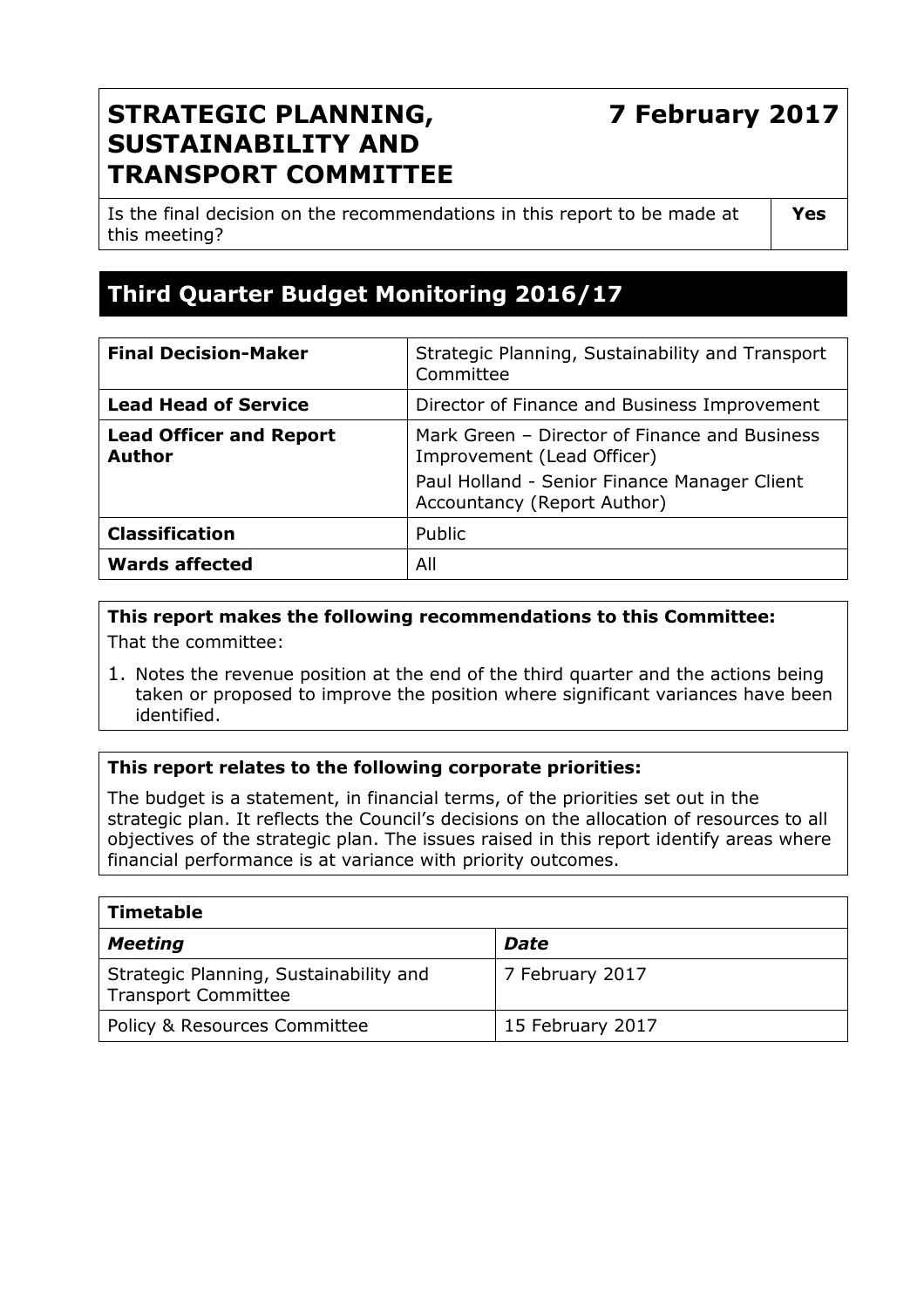# STRATEGIC PLANNING, SUSTAINABILITY AND TRANSPORT COMMITTEE

**7 February 2017**

| Is the final decision on the recommendations in this report to be made at this meeting? | **Yes** |
|---|---|

## Third Quarter Budget Monitoring 2016/17

| | |
|---|---|
| **Final Decision-Maker** | Strategic Planning, Sustainability and Transport Committee |
| **Lead Head of Service** | Director of Finance and Business Improvement |
| **Lead Officer and Report Author** | Mark Green – Director of Finance and Business Improvement (Lead Officer)<br>Paul Holland - Senior Finance Manager Client Accountancy (Report Author) |
| **Classification** | Public |
| **Wards affected** | All |

**This report makes the following recommendations to this Committee:**

That the committee:

1. Notes the revenue position at the end of the third quarter and the actions being taken or proposed to improve the position where significant variances have been identified.

**This report relates to the following corporate priorities:**

The budget is a statement, in financial terms, of the priorities set out in the strategic plan. It reflects the Council's decisions on the allocation of resources to all objectives of the strategic plan. The issues raised in this report identify areas where financial performance is at variance with priority outcomes.

| **Timetable** | |
|---|---|
| ***Meeting*** | ***Date*** |
| Strategic Planning, Sustainability and Transport Committee | 7 February 2017 |
| Policy & Resources Committee | 15 February 2017 |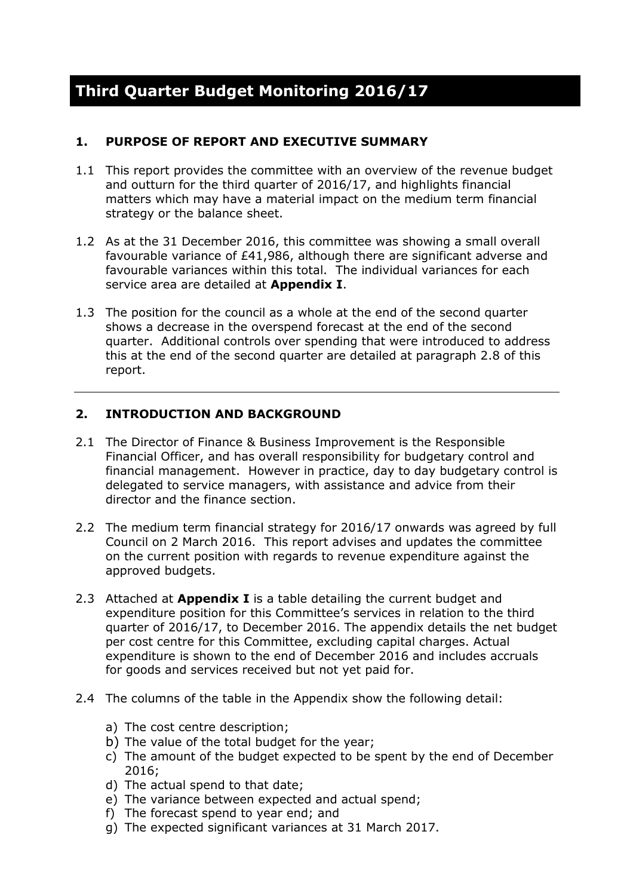# Third Quarter Budget Monitoring 2016/17

## 1. PURPOSE OF REPORT AND EXECUTIVE SUMMARY

1.1 This report provides the committee with an overview of the revenue budget and outturn for the third quarter of 2016/17, and highlights financial matters which may have a material impact on the medium term financial strategy or the balance sheet.

1.2 As at the 31 December 2016, this committee was showing a small overall favourable variance of £41,986, although there are significant adverse and favourable variances within this total. The individual variances for each service area are detailed at **Appendix I**.

1.3 The position for the council as a whole at the end of the second quarter shows a decrease in the overspend forecast at the end of the second quarter. Additional controls over spending that were introduced to address this at the end of the second quarter are detailed at paragraph 2.8 of this report.

---

## 2. INTRODUCTION AND BACKGROUND

2.1 The Director of Finance & Business Improvement is the Responsible Financial Officer, and has overall responsibility for budgetary control and financial management. However in practice, day to day budgetary control is delegated to service managers, with assistance and advice from their director and the finance section.

2.2 The medium term financial strategy for 2016/17 onwards was agreed by full Council on 2 March 2016. This report advises and updates the committee on the current position with regards to revenue expenditure against the approved budgets.

2.3 Attached at **Appendix I** is a table detailing the current budget and expenditure position for this Committee's services in relation to the third quarter of 2016/17, to December 2016. The appendix details the net budget per cost centre for this Committee, excluding capital charges. Actual expenditure is shown to the end of December 2016 and includes accruals for goods and services received but not yet paid for.

2.4 The columns of the table in the Appendix show the following detail:

a) The cost centre description;
b) The value of the total budget for the year;
c) The amount of the budget expected to be spent by the end of December 2016;
d) The actual spend to that date;
e) The variance between expected and actual spend;
f) The forecast spend to year end; and
g) The expected significant variances at 31 March 2017.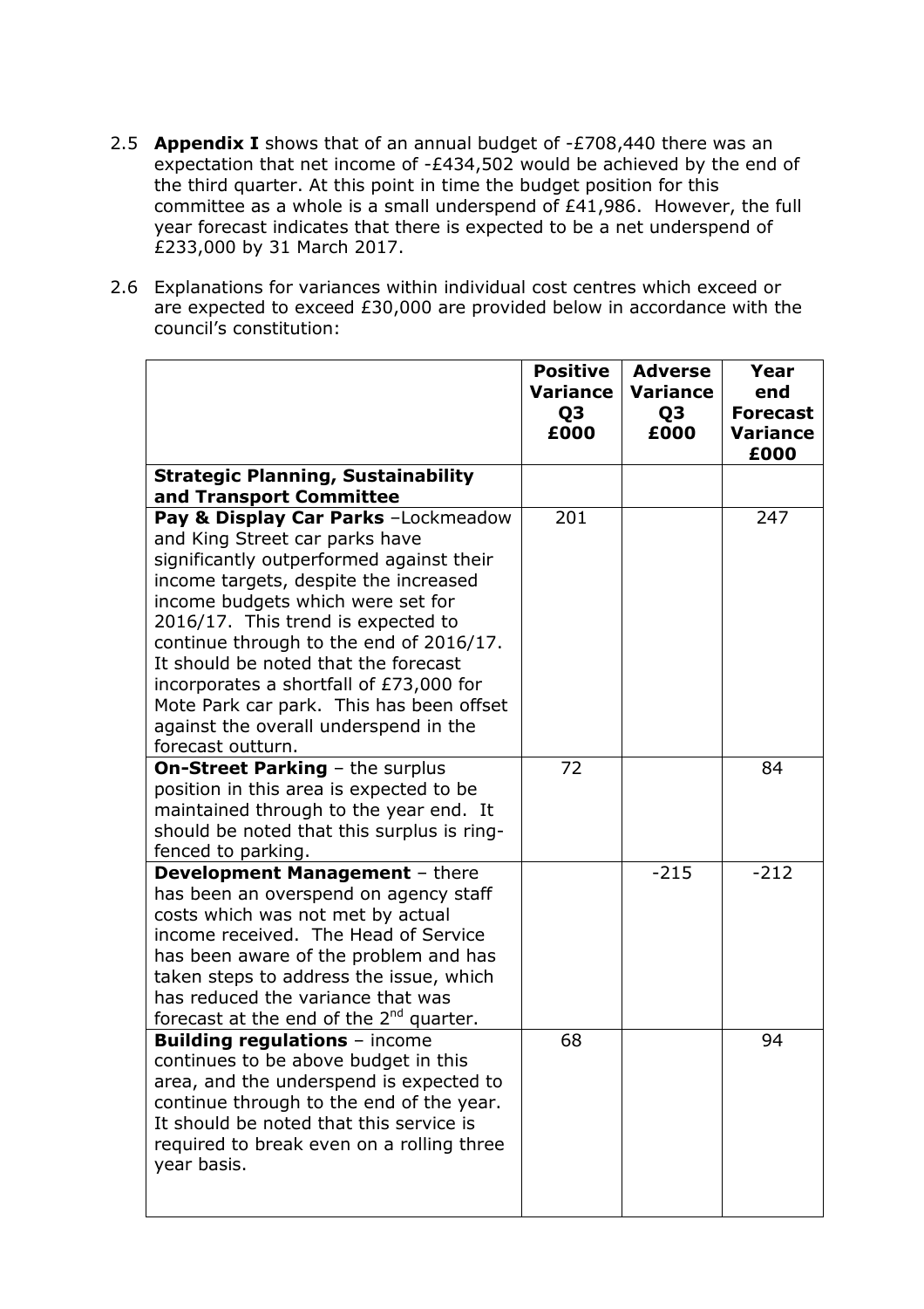2.5 **Appendix I** shows that of an annual budget of -£708,440 there was an expectation that net income of -£434,502 would be achieved by the end of the third quarter. At this point in time the budget position for this committee as a whole is a small underspend of £41,986. However, the full year forecast indicates that there is expected to be a net underspend of £233,000 by 31 March 2017.

2.6 Explanations for variances within individual cost centres which exceed or are expected to exceed £30,000 are provided below in accordance with the council's constitution:

| | Positive Variance Q3 £000 | Adverse Variance Q3 £000 | Year end Forecast Variance £000 |
|---|---|---|---|
| **Strategic Planning, Sustainability and Transport Committee** | | | |
| **Pay & Display Car Parks** –Lockmeadow and King Street car parks have significantly outperformed against their income targets, despite the increased income budgets which were set for 2016/17. This trend is expected to continue through to the end of 2016/17. It should be noted that the forecast incorporates a shortfall of £73,000 for Mote Park car park. This has been offset against the overall underspend in the forecast outturn. | 201 | | 247 |
| **On-Street Parking** – the surplus position in this area is expected to be maintained through to the year end. It should be noted that this surplus is ring-fenced to parking. | 72 | | 84 |
| **Development Management** – there has been an overspend on agency staff costs which was not met by actual income received. The Head of Service has been aware of the problem and has taken steps to address the issue, which has reduced the variance that was forecast at the end of the 2nd quarter. | | -215 | -212 |
| **Building regulations** – income continues to be above budget in this area, and the underspend is expected to continue through to the end of the year. It should be noted that this service is required to break even on a rolling three year basis. | 68 | | 94 |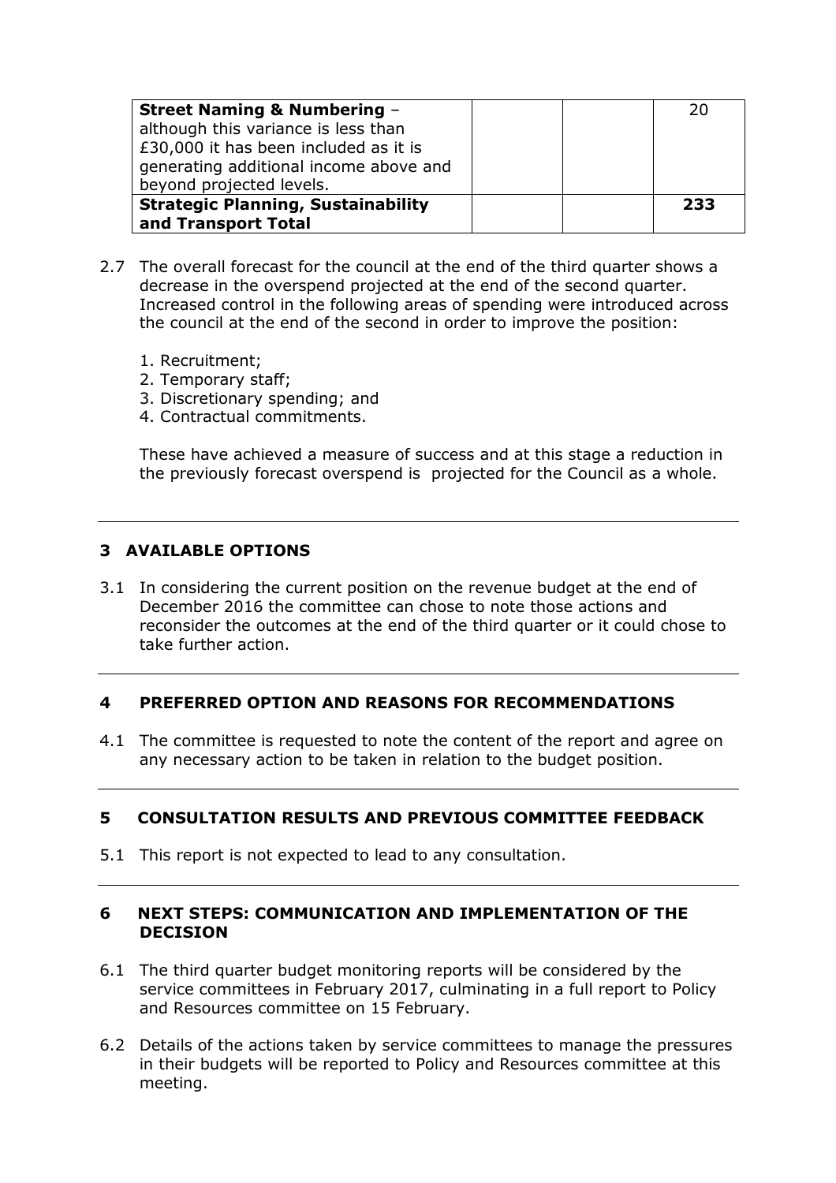| | | | |
|---|---|---|---|
| **Street Naming & Numbering** – although this variance is less than £30,000 it has been included as it is generating additional income above and beyond projected levels. | | | 20 |
| **Strategic Planning, Sustainability and Transport Total** | | | **233** |

2.7 The overall forecast for the council at the end of the third quarter shows a decrease in the overspend projected at the end of the second quarter. Increased control in the following areas of spending were introduced across the council at the end of the second in order to improve the position:

1. Recruitment;
2. Temporary staff;
3. Discretionary spending; and
4. Contractual commitments.

These have achieved a measure of success and at this stage a reduction in the previously forecast overspend is projected for the Council as a whole.

---

## 3 AVAILABLE OPTIONS

3.1 In considering the current position on the revenue budget at the end of December 2016 the committee can chose to note those actions and reconsider the outcomes at the end of the third quarter or it could chose to take further action.

---

## 4 PREFERRED OPTION AND REASONS FOR RECOMMENDATIONS

4.1 The committee is requested to note the content of the report and agree on any necessary action to be taken in relation to the budget position.

---

## 5 CONSULTATION RESULTS AND PREVIOUS COMMITTEE FEEDBACK

5.1 This report is not expected to lead to any consultation.

---

## 6 NEXT STEPS: COMMUNICATION AND IMPLEMENTATION OF THE DECISION

6.1 The third quarter budget monitoring reports will be considered by the service committees in February 2017, culminating in a full report to Policy and Resources committee on 15 February.

6.2 Details of the actions taken by service committees to manage the pressures in their budgets will be reported to Policy and Resources committee at this meeting.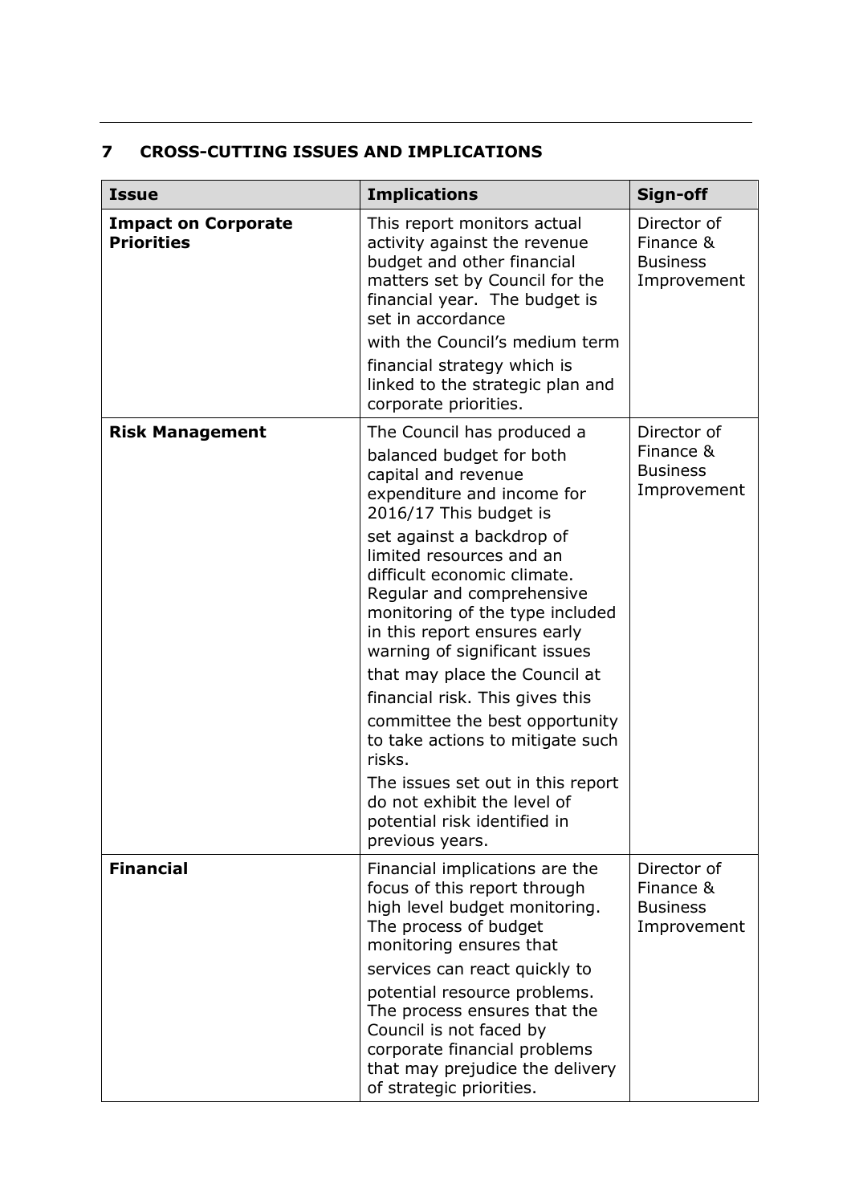## 7 CROSS-CUTTING ISSUES AND IMPLICATIONS

| Issue | Implications | Sign-off |
|---|---|---|
| **Impact on Corporate Priorities** | This report monitors actual activity against the revenue budget and other financial matters set by Council for the financial year. The budget is set in accordance with the Council's medium term financial strategy which is linked to the strategic plan and corporate priorities. | Director of Finance & Business Improvement |
| **Risk Management** | The Council has produced a balanced budget for both capital and revenue expenditure and income for 2016/17 This budget is set against a backdrop of limited resources and an difficult economic climate. Regular and comprehensive monitoring of the type included in this report ensures early warning of significant issues that may place the Council at financial risk. This gives this committee the best opportunity to take actions to mitigate such risks.<br>The issues set out in this report do not exhibit the level of potential risk identified in previous years. | Director of Finance & Business Improvement |
| **Financial** | Financial implications are the focus of this report through high level budget monitoring. The process of budget monitoring ensures that services can react quickly to potential resource problems. The process ensures that the Council is not faced by corporate financial problems that may prejudice the delivery of strategic priorities. | Director of Finance & Business Improvement |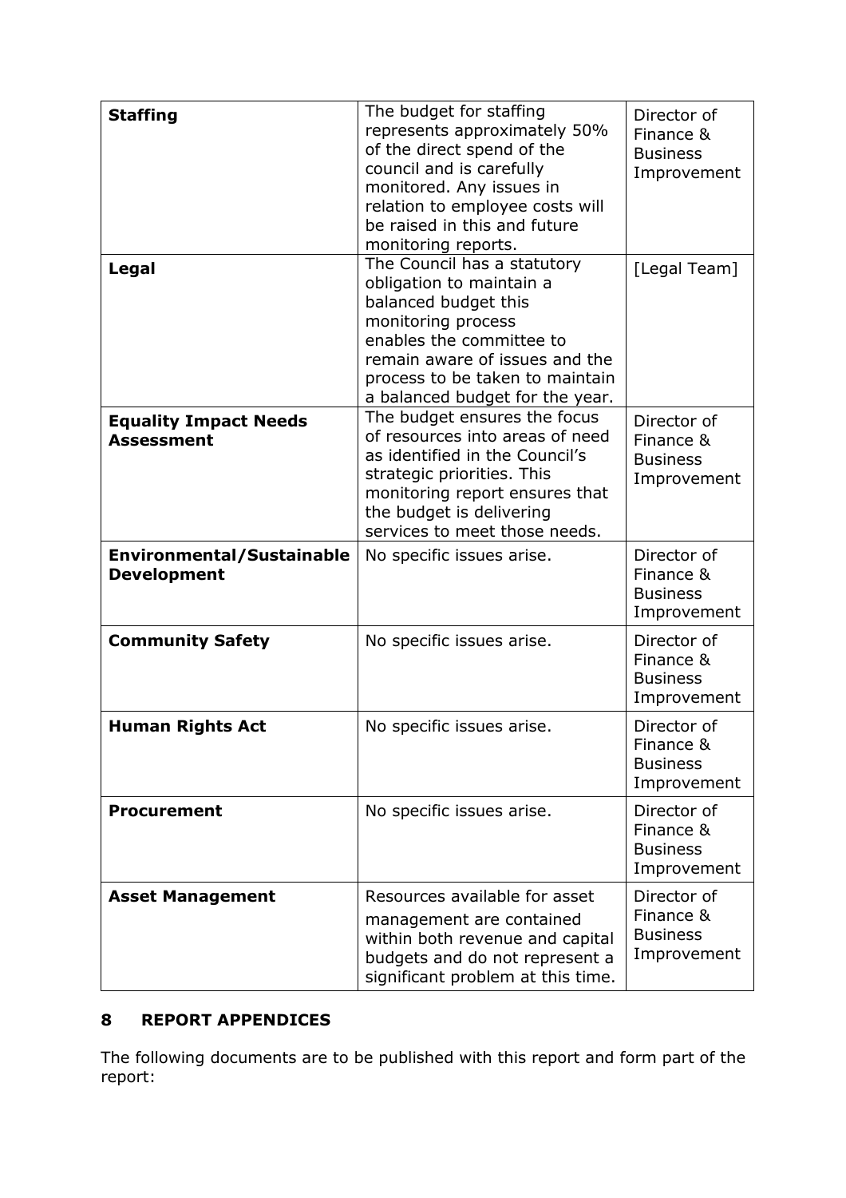| | | |
|---|---|---|
| **Staffing** | The budget for staffing represents approximately 50% of the direct spend of the council and is carefully monitored. Any issues in relation to employee costs will be raised in this and future monitoring reports. | Director of Finance & Business Improvement |
| **Legal** | The Council has a statutory obligation to maintain a balanced budget this monitoring process enables the committee to remain aware of issues and the process to be taken to maintain a balanced budget for the year. | [Legal Team] |
| **Equality Impact Needs Assessment** | The budget ensures the focus of resources into areas of need as identified in the Council's strategic priorities. This monitoring report ensures that the budget is delivering services to meet those needs. | Director of Finance & Business Improvement |
| **Environmental/Sustainable Development** | No specific issues arise. | Director of Finance & Business Improvement |
| **Community Safety** | No specific issues arise. | Director of Finance & Business Improvement |
| **Human Rights Act** | No specific issues arise. | Director of Finance & Business Improvement |
| **Procurement** | No specific issues arise. | Director of Finance & Business Improvement |
| **Asset Management** | Resources available for asset management are contained within both revenue and capital budgets and do not represent a significant problem at this time. | Director of Finance & Business Improvement |

## 8 REPORT APPENDICES

The following documents are to be published with this report and form part of the report: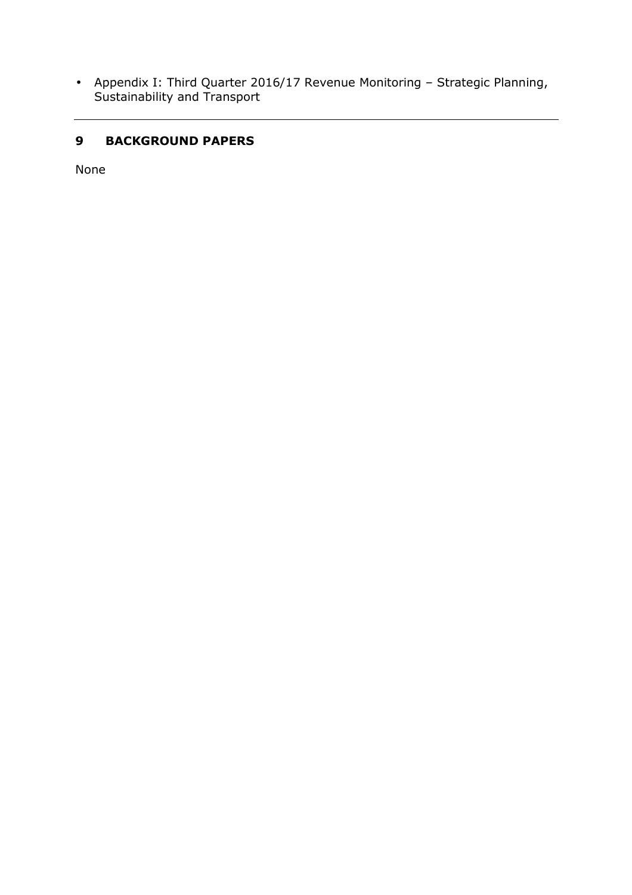- Appendix I: Third Quarter 2016/17 Revenue Monitoring – Strategic Planning, Sustainability and Transport

---

## 9 BACKGROUND PAPERS

None